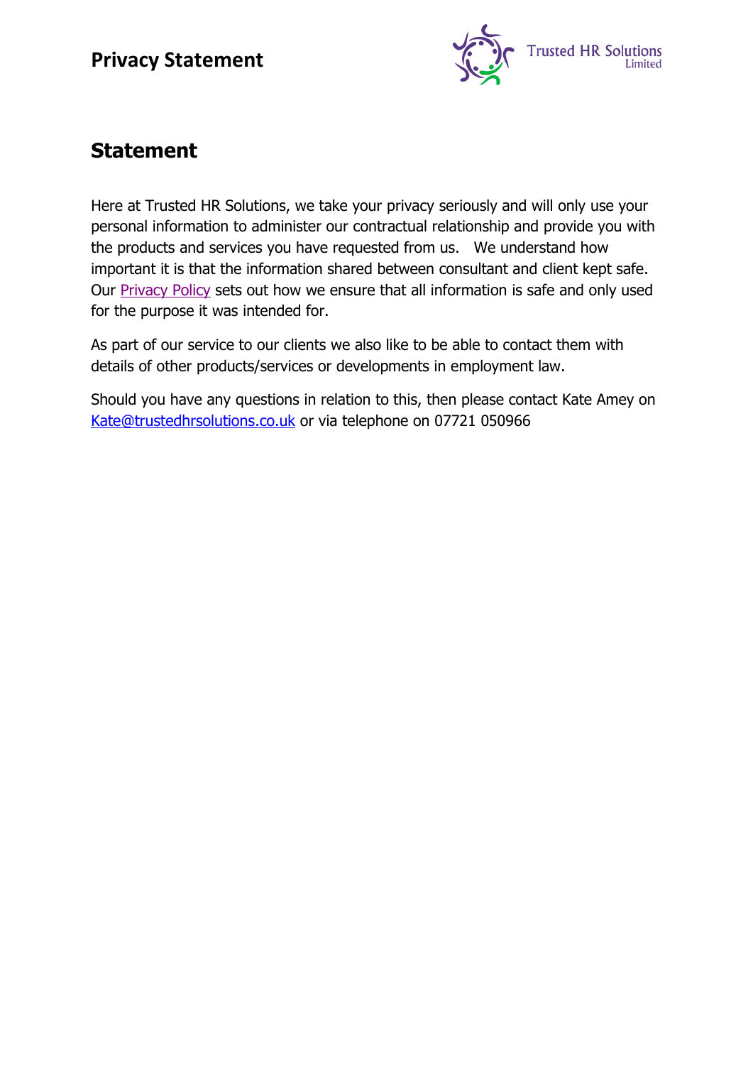# Privacy Statement

Trusted HR Solutions Limited

## Statement

Here at Trusted HR Solutions, we take your privacy seriously and will only use your personal information to administer our contractual relationship and provide you with the products and services you have requested from us. We understand how important it is that the information shared between consultant and client kept safe. Our Privacy Policy sets out how we ensure that all information is safe and only used for the purpose it was intended for.

As part of our service to our clients we also like to be able to contact them with details of other products/services or developments in employment law.

Should you have any questions in relation to this, then please contact Kate Amey on Kate@trustedhrsolutions.co.uk or via telephone on 07721 050966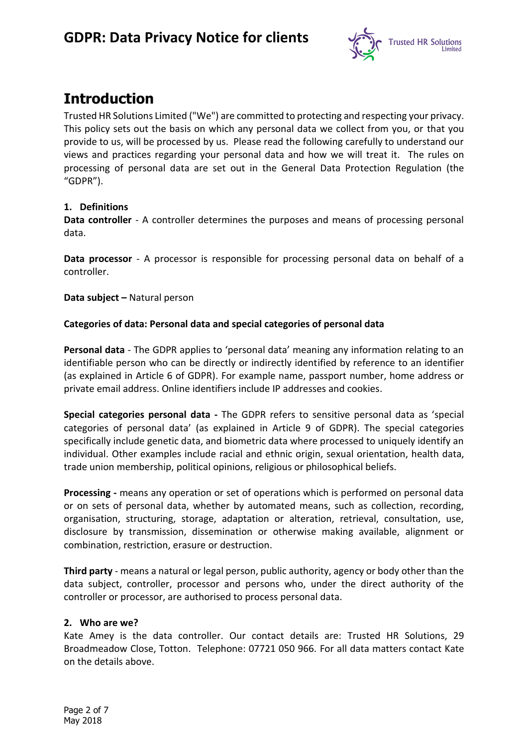# Introduction

Trusted HR Solutions Limited ("We") are committed to protecting and respecting your privacy. This policy sets out the basis on which any personal data we collect from you, or that you provide to us, will be processed by us. Please read the following carefully to understand our views and practices regarding your personal data and how we will treat it. The rules on processing of personal data are set out in the General Data Protection Regulation (the "GDPR").

## 1. Definitions

**Data controller** - A controller determines the purposes and means of processing personal data.

**Data processor** - A processor is responsible for processing personal data on behalf of a controller.

**Data subject –** Natural person

**Categories of data: Personal data and special categories of personal data**

**Personal data** - The GDPR applies to 'personal data' meaning any information relating to an identifiable person who can be directly or indirectly identified by reference to an identifier (as explained in Article 6 of GDPR). For example name, passport number, home address or private email address. Online identifiers include IP addresses and cookies.

**Special categories personal data -** The GDPR refers to sensitive personal data as 'special categories of personal data' (as explained in Article 9 of GDPR). The special categories specifically include genetic data, and biometric data where processed to uniquely identify an individual. Other examples include racial and ethnic origin, sexual orientation, health data, trade union membership, political opinions, religious or philosophical beliefs.

**Processing -** means any operation or set of operations which is performed on personal data or on sets of personal data, whether by automated means, such as collection, recording, organisation, structuring, storage, adaptation or alteration, retrieval, consultation, use, disclosure by transmission, dissemination or otherwise making available, alignment or combination, restriction, erasure or destruction.

**Third party** - means a natural or legal person, public authority, agency or body other than the data subject, controller, processor and persons who, under the direct authority of the controller or processor, are authorised to process personal data.

## 2. Who are we?

Kate Amey is the data controller. Our contact details are: Trusted HR Solutions, 29 Broadmeadow Close, Totton. Telephone: 07721 050 966. For all data matters contact Kate on the details above.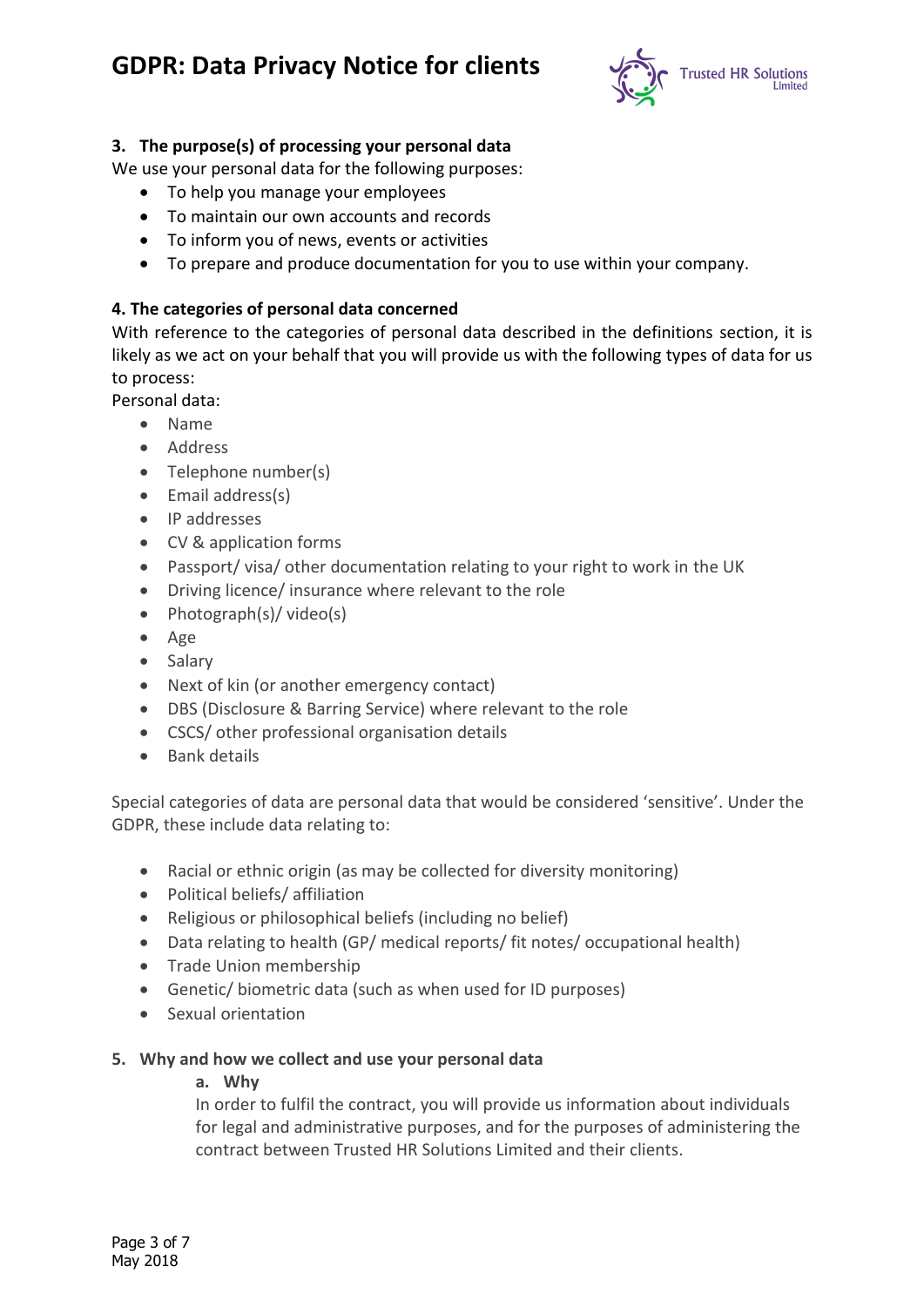### 3. The purpose(s) of processing your personal data

We use your personal data for the following purposes:

- To help you manage your employees
- To maintain our own accounts and records
- To inform you of news, events or activities
- To prepare and produce documentation for you to use within your company.

### 4. The categories of personal data concerned

With reference to the categories of personal data described in the definitions section, it is likely as we act on your behalf that you will provide us with the following types of data for us to process:

Personal data:

- Name
- Address
- Telephone number(s)
- Email address(s)
- IP addresses
- CV & application forms
- Passport/ visa/ other documentation relating to your right to work in the UK
- Driving licence/ insurance where relevant to the role
- Photograph(s)/ video(s)
- Age
- Salary
- Next of kin (or another emergency contact)
- DBS (Disclosure & Barring Service) where relevant to the role
- CSCS/ other professional organisation details
- Bank details

Special categories of data are personal data that would be considered 'sensitive'. Under the GDPR, these include data relating to:

- Racial or ethnic origin (as may be collected for diversity monitoring)
- Political beliefs/ affiliation
- Religious or philosophical beliefs (including no belief)
- Data relating to health (GP/ medical reports/ fit notes/ occupational health)
- Trade Union membership
- Genetic/ biometric data (such as when used for ID purposes)
- Sexual orientation

### 5. Why and how we collect and use your personal data

#### a. Why

In order to fulfil the contract, you will provide us information about individuals for legal and administrative purposes, and for the purposes of administering the contract between Trusted HR Solutions Limited and their clients.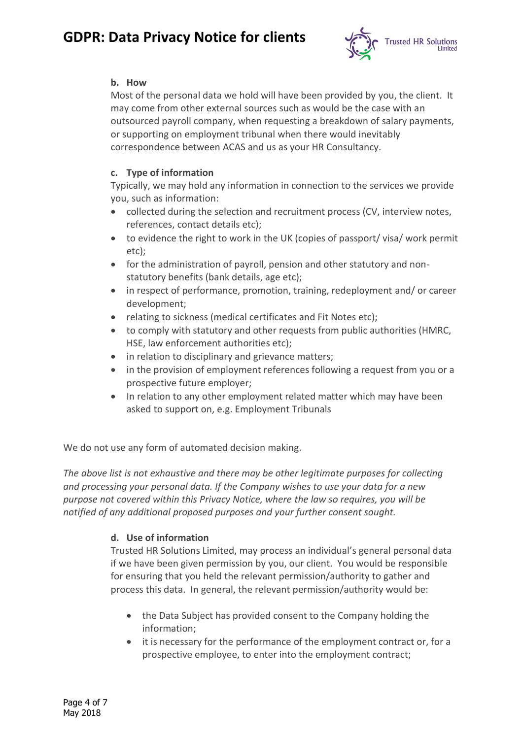**b. How**

Most of the personal data we hold will have been provided by you, the client. It may come from other external sources such as would be the case with an outsourced payroll company, when requesting a breakdown of salary payments, or supporting on employment tribunal when there would inevitably correspondence between ACAS and us as your HR Consultancy.

**c. Type of information**

Typically, we may hold any information in connection to the services we provide you, such as information:

- collected during the selection and recruitment process (CV, interview notes, references, contact details etc);
- to evidence the right to work in the UK (copies of passport/ visa/ work permit etc);
- for the administration of payroll, pension and other statutory and non-statutory benefits (bank details, age etc);
- in respect of performance, promotion, training, redeployment and/ or career development;
- relating to sickness (medical certificates and Fit Notes etc);
- to comply with statutory and other requests from public authorities (HMRC, HSE, law enforcement authorities etc);
- in relation to disciplinary and grievance matters;
- in the provision of employment references following a request from you or a prospective future employer;
- In relation to any other employment related matter which may have been asked to support on, e.g. Employment Tribunals

We do not use any form of automated decision making.

*The above list is not exhaustive and there may be other legitimate purposes for collecting and processing your personal data. If the Company wishes to use your data for a new purpose not covered within this Privacy Notice, where the law so requires, you will be notified of any additional proposed purposes and your further consent sought.*

**d. Use of information**

Trusted HR Solutions Limited, may process an individual's general personal data if we have been given permission by you, our client. You would be responsible for ensuring that you held the relevant permission/authority to gather and process this data. In general, the relevant permission/authority would be:

- the Data Subject has provided consent to the Company holding the information;
- it is necessary for the performance of the employment contract or, for a prospective employee, to enter into the employment contract;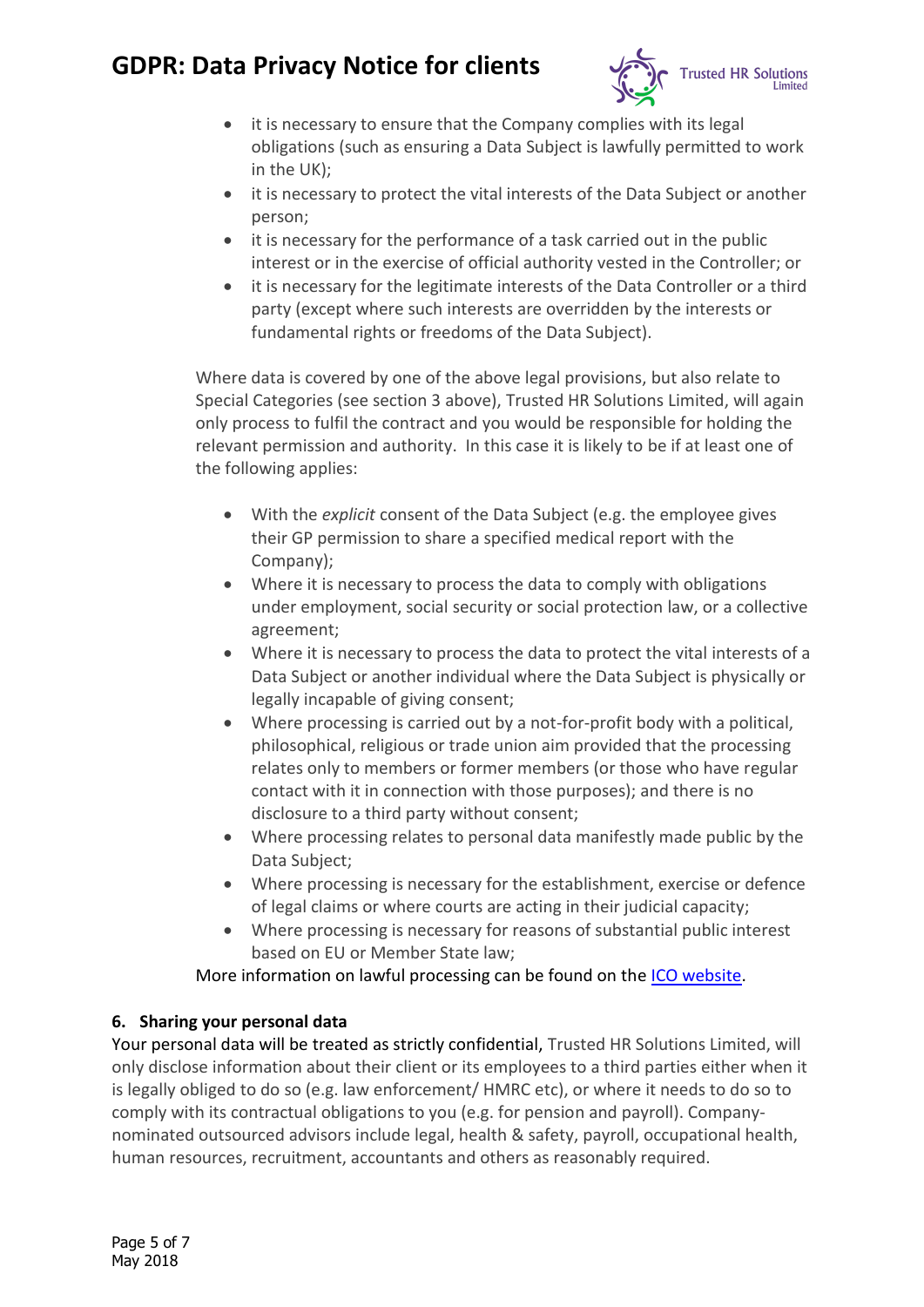- it is necessary to ensure that the Company complies with its legal obligations (such as ensuring a Data Subject is lawfully permitted to work in the UK);
- it is necessary to protect the vital interests of the Data Subject or another person;
- it is necessary for the performance of a task carried out in the public interest or in the exercise of official authority vested in the Controller; or
- it is necessary for the legitimate interests of the Data Controller or a third party (except where such interests are overridden by the interests or fundamental rights or freedoms of the Data Subject).

Where data is covered by one of the above legal provisions, but also relate to Special Categories (see section 3 above), Trusted HR Solutions Limited, will again only process to fulfil the contract and you would be responsible for holding the relevant permission and authority. In this case it is likely to be if at least one of the following applies:

- With the *explicit* consent of the Data Subject (e.g. the employee gives their GP permission to share a specified medical report with the Company);
- Where it is necessary to process the data to comply with obligations under employment, social security or social protection law, or a collective agreement;
- Where it is necessary to process the data to protect the vital interests of a Data Subject or another individual where the Data Subject is physically or legally incapable of giving consent;
- Where processing is carried out by a not-for-profit body with a political, philosophical, religious or trade union aim provided that the processing relates only to members or former members (or those who have regular contact with it in connection with those purposes); and there is no disclosure to a third party without consent;
- Where processing relates to personal data manifestly made public by the Data Subject;
- Where processing is necessary for the establishment, exercise or defence of legal claims or where courts are acting in their judicial capacity;
- Where processing is necessary for reasons of substantial public interest based on EU or Member State law;

More information on lawful processing can be found on the ICO website.

**6. Sharing your personal data**

Your personal data will be treated as strictly confidential, Trusted HR Solutions Limited, will only disclose information about their client or its employees to a third parties either when it is legally obliged to do so (e.g. law enforcement/ HMRC etc), or where it needs to do so to comply with its contractual obligations to you (e.g. for pension and payroll). Company-nominated outsourced advisors include legal, health & safety, payroll, occupational health, human resources, recruitment, accountants and others as reasonably required.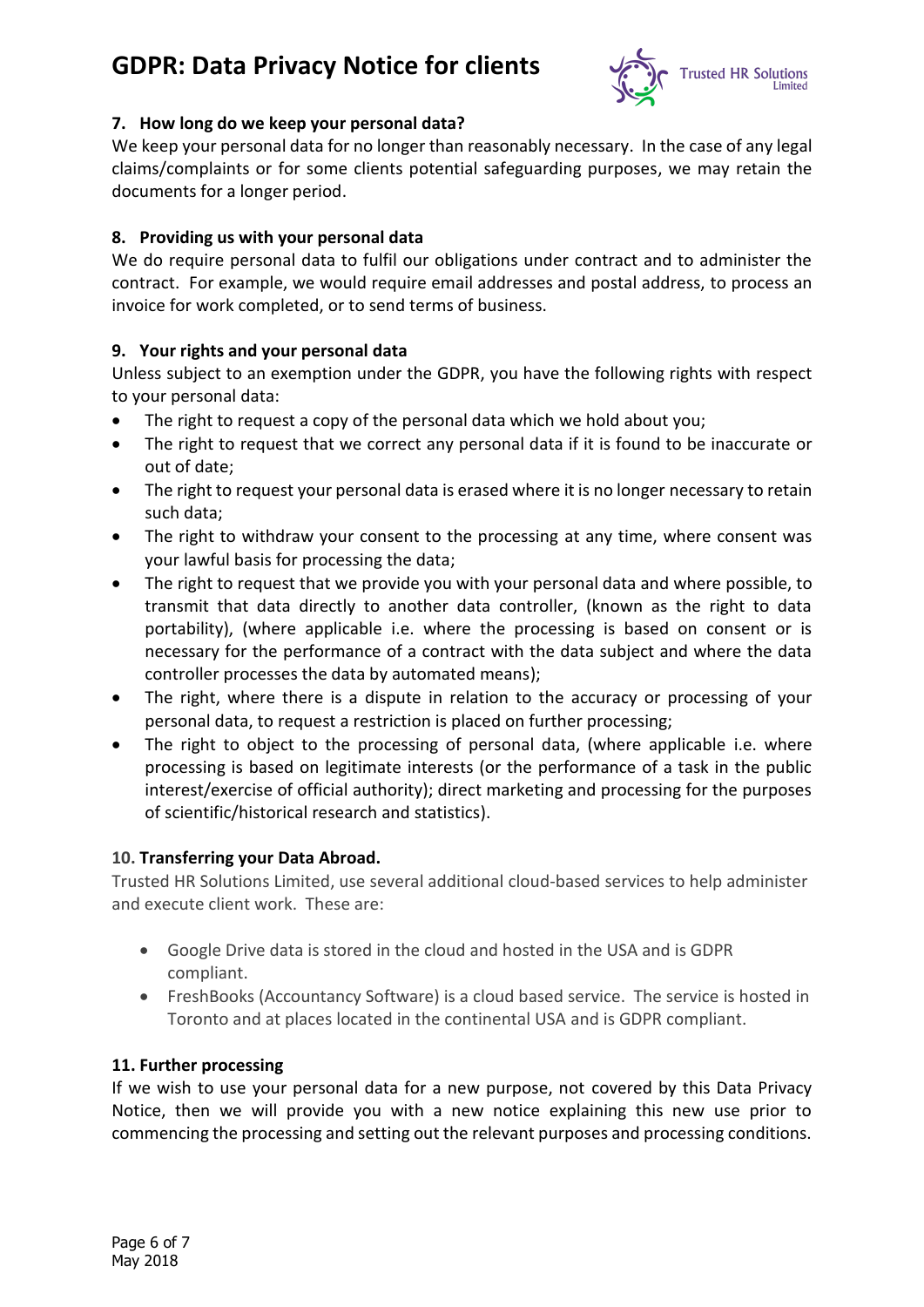### 7. How long do we keep your personal data?

We keep your personal data for no longer than reasonably necessary. In the case of any legal claims/complaints or for some clients potential safeguarding purposes, we may retain the documents for a longer period.

### 8. Providing us with your personal data

We do require personal data to fulfil our obligations under contract and to administer the contract. For example, we would require email addresses and postal address, to process an invoice for work completed, or to send terms of business.

### 9. Your rights and your personal data

Unless subject to an exemption under the GDPR, you have the following rights with respect to your personal data:

- The right to request a copy of the personal data which we hold about you;
- The right to request that we correct any personal data if it is found to be inaccurate or out of date;
- The right to request your personal data is erased where it is no longer necessary to retain such data;
- The right to withdraw your consent to the processing at any time, where consent was your lawful basis for processing the data;
- The right to request that we provide you with your personal data and where possible, to transmit that data directly to another data controller, (known as the right to data portability), (where applicable i.e. where the processing is based on consent or is necessary for the performance of a contract with the data subject and where the data controller processes the data by automated means);
- The right, where there is a dispute in relation to the accuracy or processing of your personal data, to request a restriction is placed on further processing;
- The right to object to the processing of personal data, (where applicable i.e. where processing is based on legitimate interests (or the performance of a task in the public interest/exercise of official authority); direct marketing and processing for the purposes of scientific/historical research and statistics).

### 10. Transferring your Data Abroad.

Trusted HR Solutions Limited, use several additional cloud-based services to help administer and execute client work. These are:

- Google Drive data is stored in the cloud and hosted in the USA and is GDPR compliant.
- FreshBooks (Accountancy Software) is a cloud based service. The service is hosted in Toronto and at places located in the continental USA and is GDPR compliant.

### 11. Further processing

If we wish to use your personal data for a new purpose, not covered by this Data Privacy Notice, then we will provide you with a new notice explaining this new use prior to commencing the processing and setting out the relevant purposes and processing conditions.

May 2018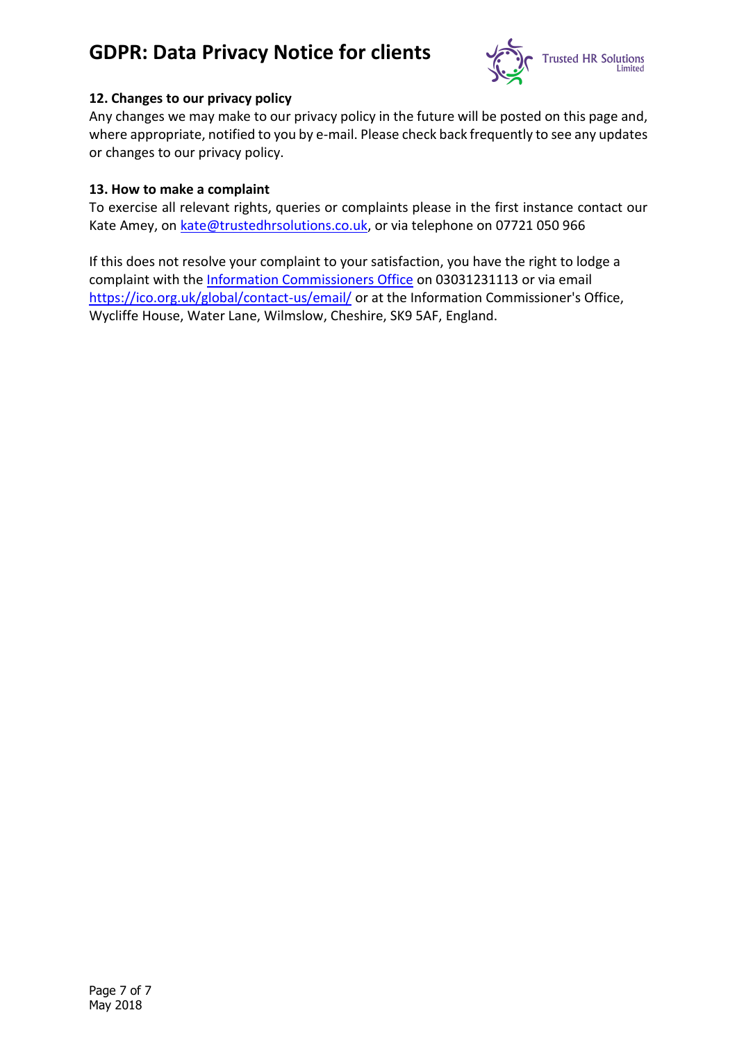### 12. Changes to our privacy policy

Any changes we may make to our privacy policy in the future will be posted on this page and, where appropriate, notified to you by e-mail. Please check back frequently to see any updates or changes to our privacy policy.

### 13. How to make a complaint

To exercise all relevant rights, queries or complaints please in the first instance contact our Kate Amey, on kate@trustedhrsolutions.co.uk, or via telephone on 07721 050 966

If this does not resolve your complaint to your satisfaction, you have the right to lodge a complaint with the Information Commissioners Office on 03031231113 or via email https://ico.org.uk/global/contact-us/email/ or at the Information Commissioner's Office, Wycliffe House, Water Lane, Wilmslow, Cheshire, SK9 5AF, England.

May 2018